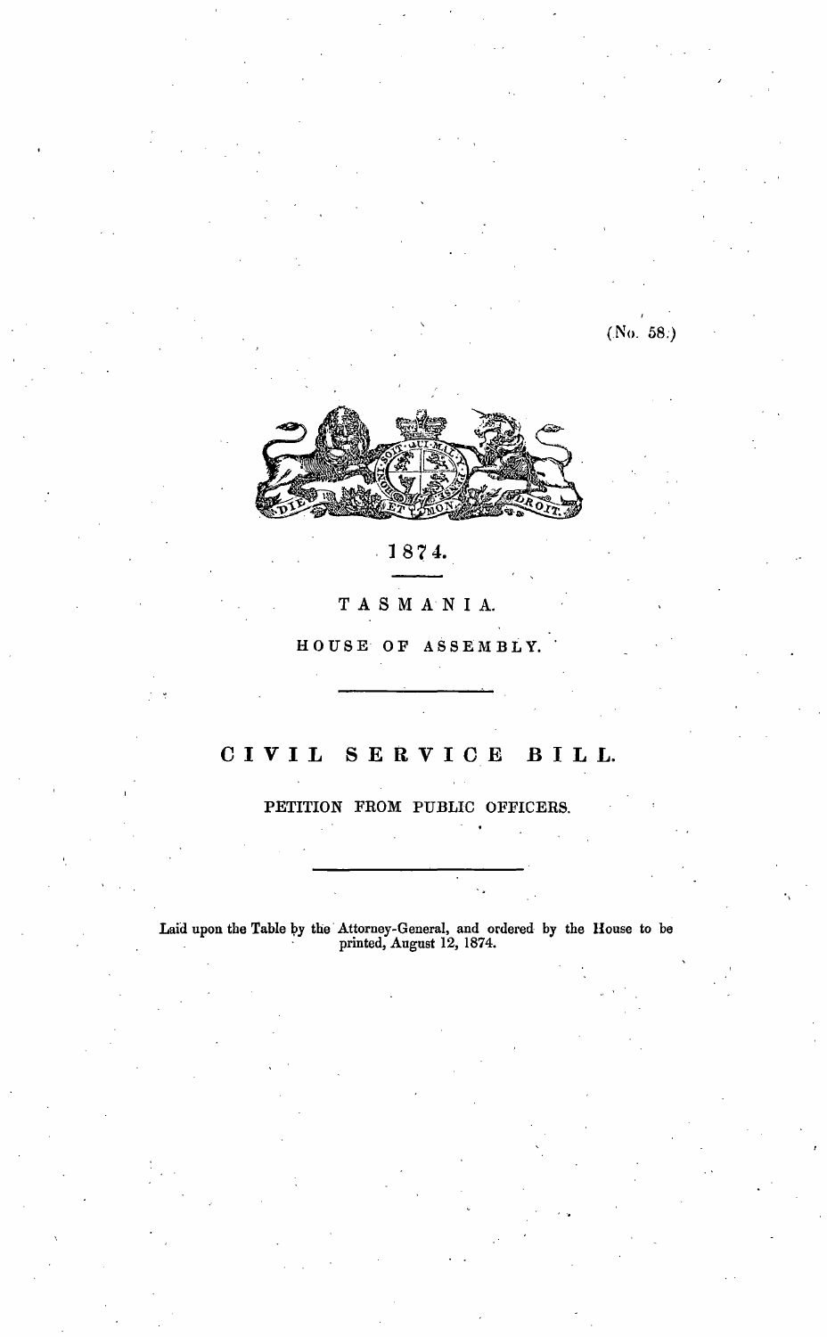(No. 58.)

1874.

TASMANIA.

HOUSE OF ASSEMBLY.

# CIVIL SERVICE BILL.

## PETITION FROM PUBLIC OFFICERS.

Laid upon the Table by the Attorney-General, and ordered by the House to be printed, August 12, 1874.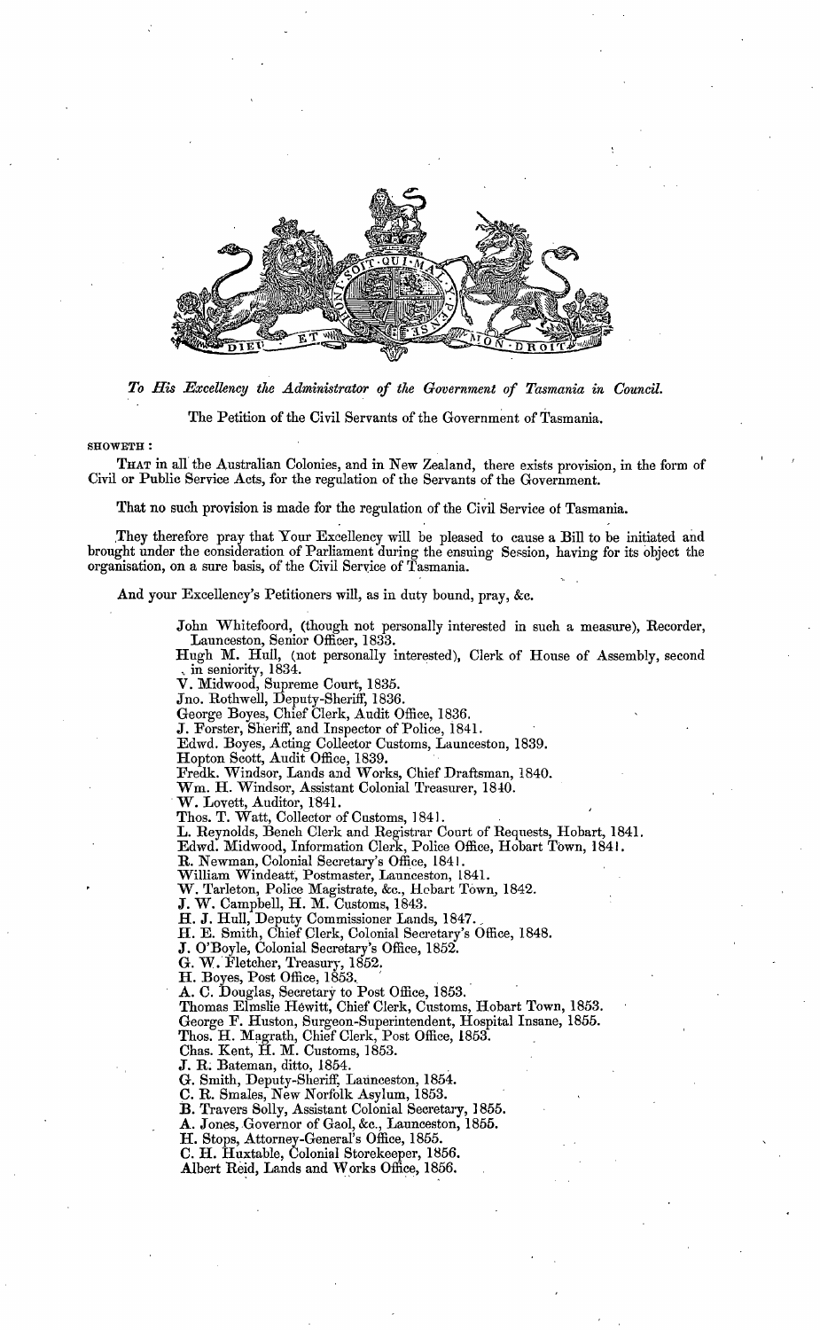*To His Excellency the Administrator of the Government of Tasmania in Council.*

The Petition of the Civil Servants of the Government of Tasmania.

SHOWETH :

THAT in all the Australian Colonies, and in New Zealand, there exists provision, in the form of Civil or Public Service Acts, for the regulation of the Servants of the Government.

That no such provision is made for the regulation of the Civil Service of Tasmania.

They therefore pray that Your Excellency will be pleased to cause a Bill to be initiated and brought under the consideration of Parliament during the ensuing Session, having for its object the organisation, on a sure basis, of the Civil Service of Tasmania.

And your Excellency's Petitioners will, as in duty bound, pray, &c.

John Whitefoord, (though not personally interested in such a measure), Recorder, Launceston, Senior Officer, 1833.
Hugh M. Hull, (not personally interested), Clerk of House of Assembly, second in seniority, 1834.
V. Midwood, Supreme Court, 1835.
Jno. Rothwell, Deputy-Sheriff, 1836.
George Boyes, Chief Clerk, Audit Office, 1836.
J. Forster, Sheriff, and Inspector of Police, 1841.
Edwd. Boyes, Acting Collector Customs, Launceston, 1839.
Hopton Scott, Audit Office, 1839.
Fredk. Windsor, Lands and Works, Chief Draftsman, 1840.
Wm. H. Windsor, Assistant Colonial Treasurer, 1840.
W. Lovett, Auditor, 1841.
Thos. T. Watt, Collector of Customs, 1841.
L. Reynolds, Bench Clerk and Registrar Court of Requests, Hobart, 1841.
Edwd. Midwood, Information Clerk, Police Office, Hobart Town, 1841.
R. Newman, Colonial Secretary's Office, 1841.
William Windeatt, Postmaster, Launceston, 1841.
W. Tarleton, Police Magistrate, &c., Hobart Town, 1842.
J. W. Campbell, H. M. Customs, 1843.
H. J. Hull, Deputy Commissioner Lands, 1847.
H. E. Smith, Chief Clerk, Colonial Secretary's Office, 1848.
J. O'Boyle, Colonial Secretary's Office, 1852.
G. W. Fletcher, Treasury, 1852.
H. Boyes, Post Office, 1853.
A. C. Douglas, Secretary to Post Office, 1853.
Thomas Elmslie Hewitt, Chief Clerk, Customs, Hobart Town, 1853.
George F. Huston, Surgeon-Superintendent, Hospital Insane, 1855.
Thos. H. Magrath, Chief Clerk, Post Office, 1853.
Chas. Kent, H. M. Customs, 1853.
J. R. Bateman, ditto, 1854.
G. Smith, Deputy-Sheriff, Launceston, 1854.
C. R. Smales, New Norfolk Asylum, 1853.
B. Travers Solly, Assistant Colonial Secretary, 1855.
A. Jones, Governor of Gaol, &c., Launceston, 1855.
H. Stops, Attorney-General's Office, 1855.
C. H. Huxtable, Colonial Storekeeper, 1856.
Albert Reid, Lands and Works Office, 1856.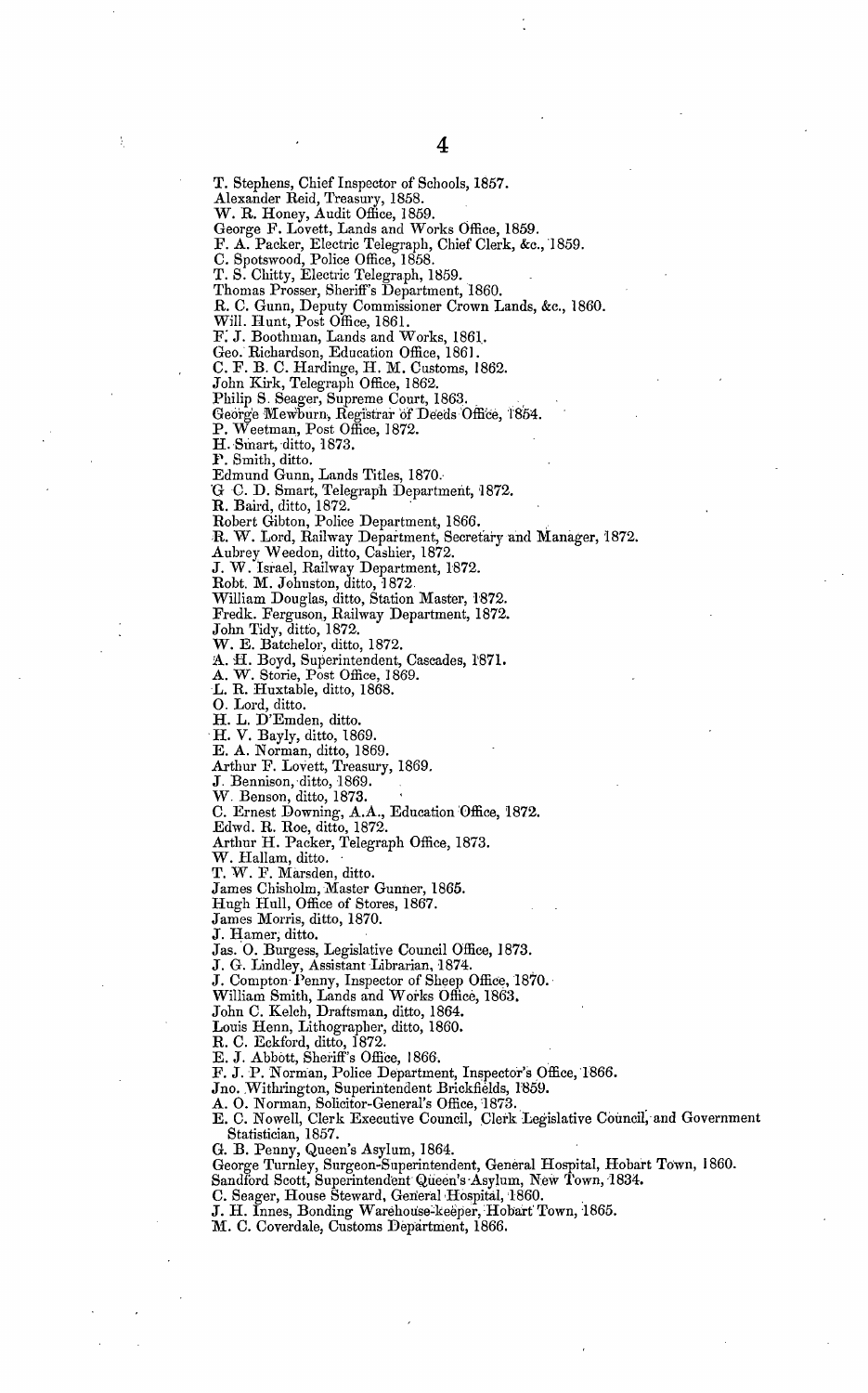T. Stephens, Chief Inspector of Schools, 1857.
Alexander Reid, Treasury, 1858.
W. R. Honey, Audit Office, 1859.
George F. Lovett, Lands and Works Office, 1859.
F. A. Packer, Electric Telegraph, Chief Clerk, &c., 1859.
C. Spotswood, Police Office, 1858.
T. S. Chitty, Electric Telegraph, 1859.
Thomas Prosser, Sheriff's Department, 1860.
R. C. Gunn, Deputy Commissioner Crown Lands, &c., 1860.
Will. Hunt, Post Office, 1861.
F. J. Boothman, Lands and Works, 1861.
Geo. Richardson, Education Office, 1861.
C. F. B. C. Hardinge, H. M. Customs, 1862.
John Kirk, Telegraph Office, 1862.
Philip S. Seager, Supreme Court, 1863.
George Mewburn, Registrar of Deeds Office, 1854.
P. Weetman, Post Office, 1872.
H. Smart, ditto, 1873.
P. Smith, ditto.
Edmund Gunn, Lands Titles, 1870.
G. C. D. Smart, Telegraph Department, 1872.
R. Baird, ditto, 1872.
Robert Gibton, Police Department, 1866.
R. W. Lord, Railway Department, Secretary and Manager, 1872.
Aubrey Weedon, ditto, Cashier, 1872.
J. W. Israel, Railway Department, 1872.
Robt. M. Johnston, ditto, 1872.
William Douglas, ditto, Station Master, 1872.
Fredk. Ferguson, Railway Department, 1872.
John Tidy, ditto, 1872.
W. E. Batchelor, ditto, 1872.
A. H. Boyd, Superintendent, Cascades, 1871.
A. W. Storie, Post Office, 1869.
L. R. Huxtable, ditto, 1868.
O. Lord, ditto.
H. L. D'Emden, ditto.
H. V. Bayly, ditto, 1869.
E. A. Norman, ditto, 1869.
Arthur F. Lovett, Treasury, 1869.
J. Bennison, ditto, 1869.
W. Benson, ditto, 1873.
C. Ernest Downing, A.A., Education Office, 1872.
Edwd. R. Roe, ditto, 1872.
Arthur H. Packer, Telegraph Office, 1873.
W. Hallam, ditto.
T. W. F. Marsden, ditto.
James Chisholm, Master Gunner, 1865.
Hugh Hull, Office of Stores, 1867.
James Morris, ditto, 1870.
J. Hamer, ditto.
Jas. O. Burgess, Legislative Council Office, 1873.
J. G. Lindley, Assistant Librarian, 1874.
J. Compton Penny, Inspector of Sheep Office, 1870.
William Smith, Lands and Works Office, 1863.
John C. Kelch, Draftsman, ditto, 1864.
Louis Henn, Lithographer, ditto, 1860.
R. C. Eckford, ditto, 1872.
E. J. Abbott, Sheriff's Office, 1866.
F. J. P. Norman, Police Department, Inspector's Office, 1866.
Jno. Withrington, Superintendent Brickfields, 1859.
A. O. Norman, Solicitor-General's Office, 1873.
E. C. Nowell, Clerk Executive Council, Clerk Legislative Council, and Government Statistician, 1857.
G. B. Penny, Queen's Asylum, 1864.
George Turnley, Surgeon-Superintendent, General Hospital, Hobart Town, 1860.
Sandford Scott, Superintendent Queen's Asylum, New Town, 1834.
C. Seager, House Steward, General Hospital, 1860.
J. H. Innes, Bonding Warehouse-keeper, Hobart Town, 1865.
M. C. Coverdale, Customs Department, 1866.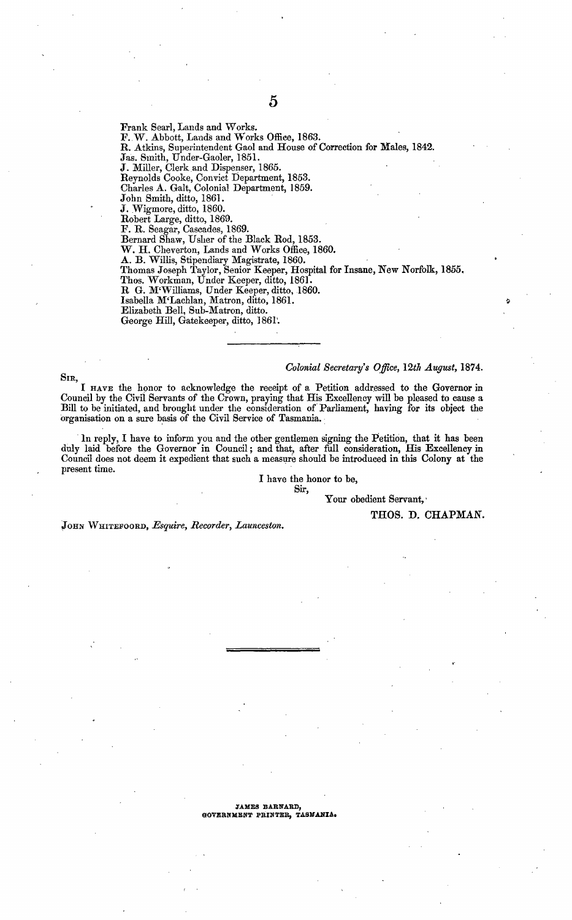Frank Searl, Lands and Works.  
F. W. Abbott, Lands and Works Office, 1863.  
R. Atkins, Superintendent Gaol and House of Correction for Males, 1842.  
Jas. Smith, Under-Gaoler, 1851.  
J. Miller, Clerk and Dispenser, 1865.  
Reynolds Cooke, Convict Department, 1853.  
Charles A. Galt, Colonial Department, 1859.  
John Smith, ditto, 1861.  
J. Wigmore, ditto, 1860.  
Robert Large, ditto, 1869.  
F. R. Seagar, Cascades, 1869.  
Bernard Shaw, Usher of the Black Rod, 1853.  
W. H. Cheverton, Lands and Works Office, 1860.  
A. B. Willis, Stipendiary Magistrate, 1860.  
Thomas Joseph Taylor, Senior Keeper, Hospital for Insane, New Norfolk, 1855.  
Thos. Workman, Under Keeper, ditto, 1861.  
R. G. M'Williams, Under Keeper, ditto, 1860.  
Isabella M'Lachlan, Matron, ditto, 1861.  
Elizabeth Bell, Sub-Matron, ditto.  
George Hill, Gatekeeper, ditto, 1861.

---

*Colonial Secretary's Office, 12th August*, 1874.

SIR,

I HAVE the honor to acknowledge the receipt of a Petition addressed to the Governor in Council by the Civil Servants of the Crown, praying that His Excellency will be pleased to cause a Bill to be initiated, and brought under the consideration of Parliament, having for its object the organisation on a sure basis of the Civil Service of Tasmania.

In reply, I have to inform you and the other gentlemen signing the Petition, that it has been duly laid before the Governor in Council; and that, after full consideration, His Excellency in Council does not deem it expedient that such a measure should be introduced in this Colony at the present time.

I have the honor to be,  
Sir,  
Your obedient Servant,

THOS. D. CHAPMAN.

JOHN WHITEFOORD, *Esquire, Recorder, Launceston.*

---

JAMES BARNARD,  
GOVERNMENT PRINTER, TASMANIA.